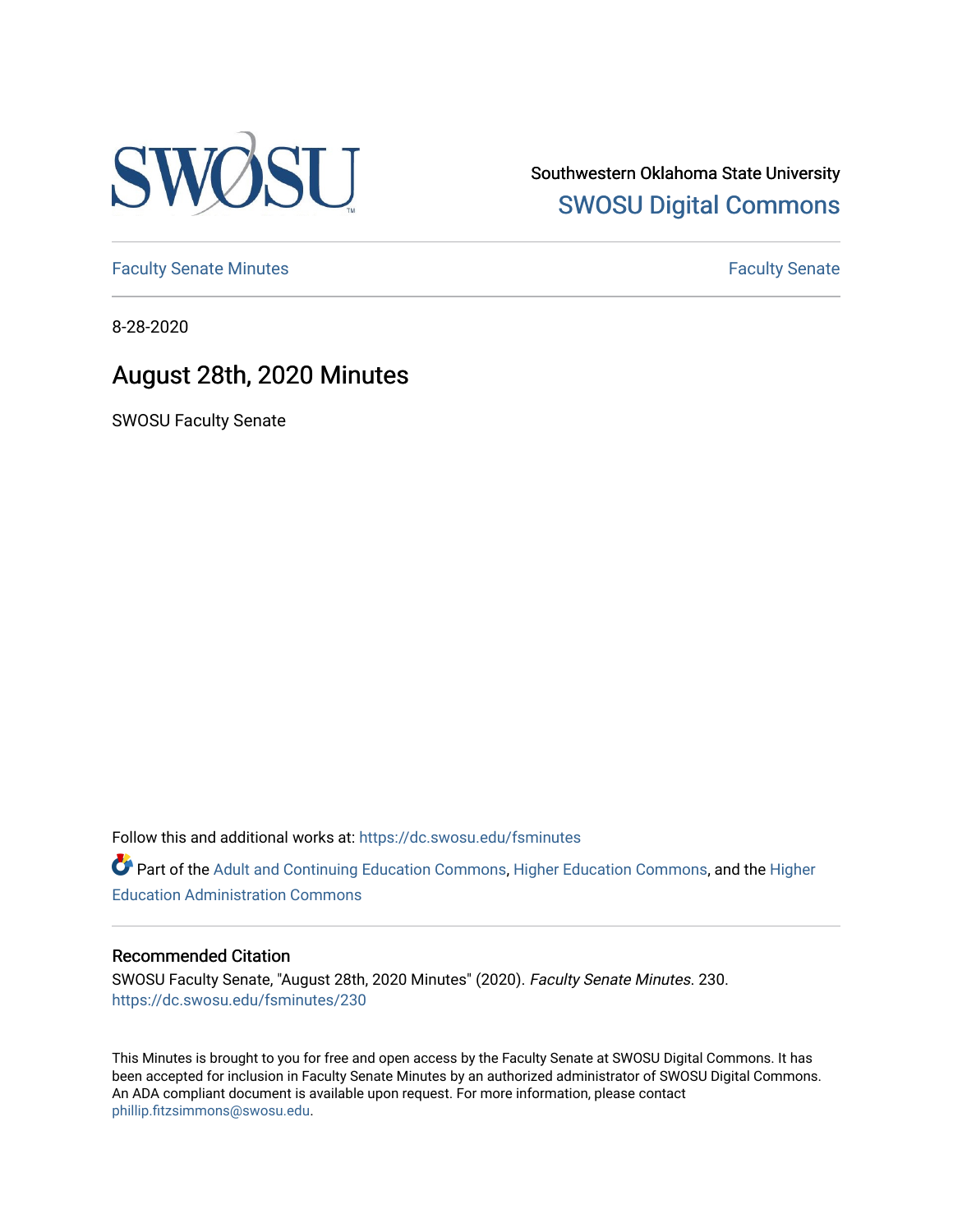Southwestern Oklahoma State University

SWOSU Digital Commons

Faculty Senate Minutes

Faculty Senate

8-28-2020

# August 28th, 2020 Minutes

SWOSU Faculty Senate

Follow this and additional works at: https://dc.swosu.edu/fsminutes

Part of the Adult and Continuing Education Commons, Higher Education Commons, and the Higher Education Administration Commons

### Recommended Citation

SWOSU Faculty Senate, "August 28th, 2020 Minutes" (2020). *Faculty Senate Minutes*. 230.
https://dc.swosu.edu/fsminutes/230

This Minutes is brought to you for free and open access by the Faculty Senate at SWOSU Digital Commons. It has been accepted for inclusion in Faculty Senate Minutes by an authorized administrator of SWOSU Digital Commons. An ADA compliant document is available upon request. For more information, please contact phillip.fitzsimmons@swosu.edu.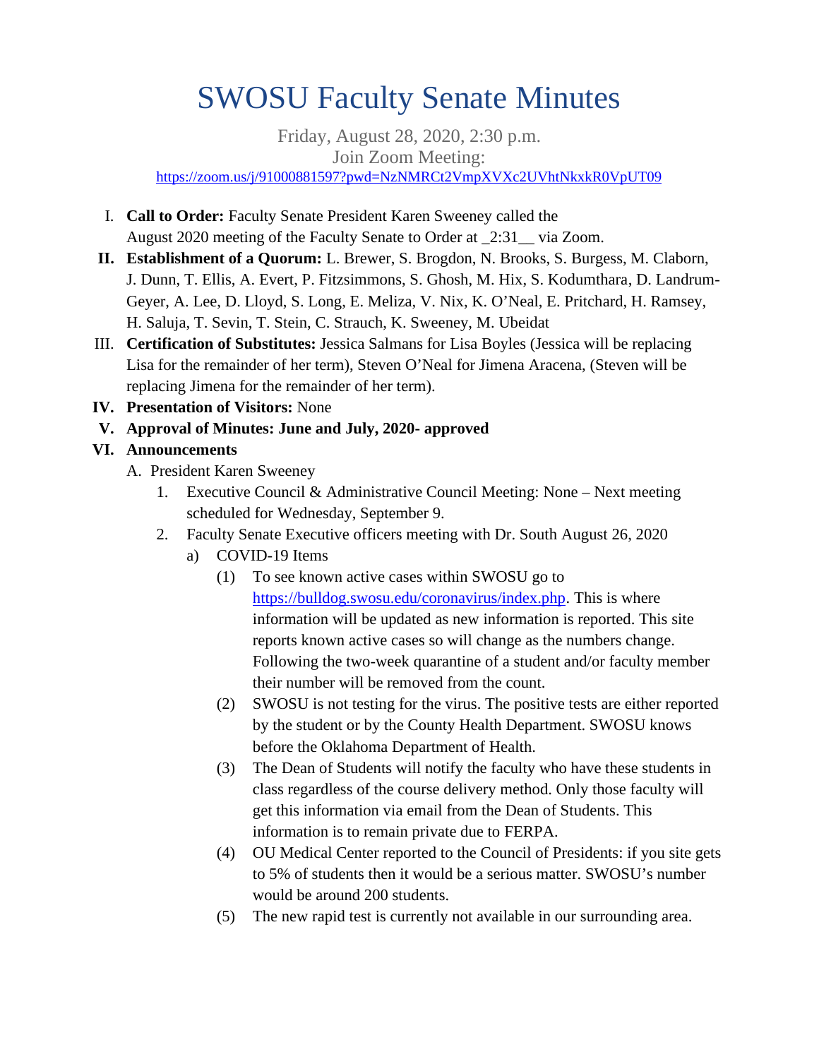# SWOSU Faculty Senate Minutes

Friday, August 28, 2020, 2:30 p.m.
Join Zoom Meeting:
https://zoom.us/j/91000881597?pwd=NzNMRCt2VmpXVXc2UVhtNkxkR0VpUT09

I. **Call to Order:** Faculty Senate President Karen Sweeney called the August 2020 meeting of the Faculty Senate to Order at _2:31__ via Zoom.

II. **Establishment of a Quorum:** L. Brewer, S. Brogdon, N. Brooks, S. Burgess, M. Claborn, J. Dunn, T. Ellis, A. Evert, P. Fitzsimmons, S. Ghosh, M. Hix, S. Kodumthara, D. Landrum-Geyer, A. Lee, D. Lloyd, S. Long, E. Meliza, V. Nix, K. O'Neal, E. Pritchard, H. Ramsey, H. Saluja, T. Sevin, T. Stein, C. Strauch, K. Sweeney, M. Ubeidat

III. **Certification of Substitutes:** Jessica Salmans for Lisa Boyles (Jessica will be replacing Lisa for the remainder of her term), Steven O'Neal for Jimena Aracena, (Steven will be replacing Jimena for the remainder of her term).

IV. **Presentation of Visitors:** None

V. **Approval of Minutes: June and July, 2020- approved**

VI. **Announcements**

A. President Karen Sweeney

1. Executive Council & Administrative Council Meeting: None – Next meeting scheduled for Wednesday, September 9.
2. Faculty Senate Executive officers meeting with Dr. South August 26, 2020
   a) COVID-19 Items
      (1) To see known active cases within SWOSU go to https://bulldog.swosu.edu/coronavirus/index.php. This is where information will be updated as new information is reported. This site reports known active cases so will change as the numbers change. Following the two-week quarantine of a student and/or faculty member their number will be removed from the count.
      (2) SWOSU is not testing for the virus. The positive tests are either reported by the student or by the County Health Department. SWOSU knows before the Oklahoma Department of Health.
      (3) The Dean of Students will notify the faculty who have these students in class regardless of the course delivery method. Only those faculty will get this information via email from the Dean of Students. This information is to remain private due to FERPA.
      (4) OU Medical Center reported to the Council of Presidents: if you site gets to 5% of students then it would be a serious matter. SWOSU's number would be around 200 students.
      (5) The new rapid test is currently not available in our surrounding area.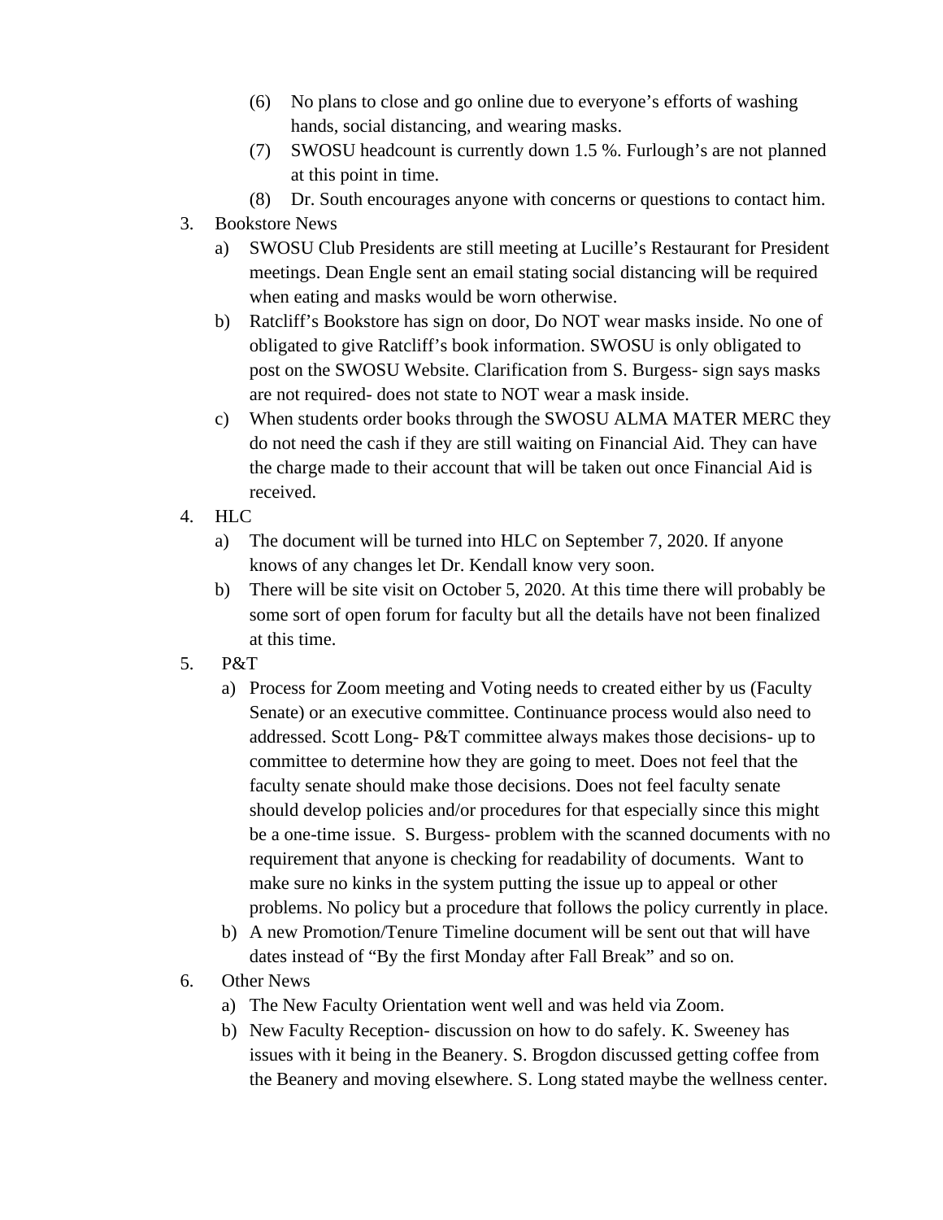(6) No plans to close and go online due to everyone's efforts of washing hands, social distancing, and wearing masks.

(7) SWOSU headcount is currently down 1.5 %. Furlough's are not planned at this point in time.

(8) Dr. South encourages anyone with concerns or questions to contact him.

3. Bookstore News
   a) SWOSU Club Presidents are still meeting at Lucille's Restaurant for President meetings. Dean Engle sent an email stating social distancing will be required when eating and masks would be worn otherwise.
   b) Ratcliff's Bookstore has sign on door, Do NOT wear masks inside. No one of obligated to give Ratcliff's book information. SWOSU is only obligated to post on the SWOSU Website. Clarification from S. Burgess- sign says masks are not required- does not state to NOT wear a mask inside.
   c) When students order books through the SWOSU ALMA MATER MERC they do not need the cash if they are still waiting on Financial Aid. They can have the charge made to their account that will be taken out once Financial Aid is received.
4. HLC
   a) The document will be turned into HLC on September 7, 2020. If anyone knows of any changes let Dr. Kendall know very soon.
   b) There will be site visit on October 5, 2020. At this time there will probably be some sort of open forum for faculty but all the details have not been finalized at this time.
5. P&T
   a) Process for Zoom meeting and Voting needs to created either by us (Faculty Senate) or an executive committee. Continuance process would also need to addressed. Scott Long- P&T committee always makes those decisions- up to committee to determine how they are going to meet. Does not feel that the faculty senate should make those decisions. Does not feel faculty senate should develop policies and/or procedures for that especially since this might be a one-time issue. S. Burgess- problem with the scanned documents with no requirement that anyone is checking for readability of documents. Want to make sure no kinks in the system putting the issue up to appeal or other problems. No policy but a procedure that follows the policy currently in place.
   b) A new Promotion/Tenure Timeline document will be sent out that will have dates instead of "By the first Monday after Fall Break" and so on.
6. Other News
   a) The New Faculty Orientation went well and was held via Zoom.
   b) New Faculty Reception- discussion on how to do safely. K. Sweeney has issues with it being in the Beanery. S. Brogdon discussed getting coffee from the Beanery and moving elsewhere. S. Long stated maybe the wellness center.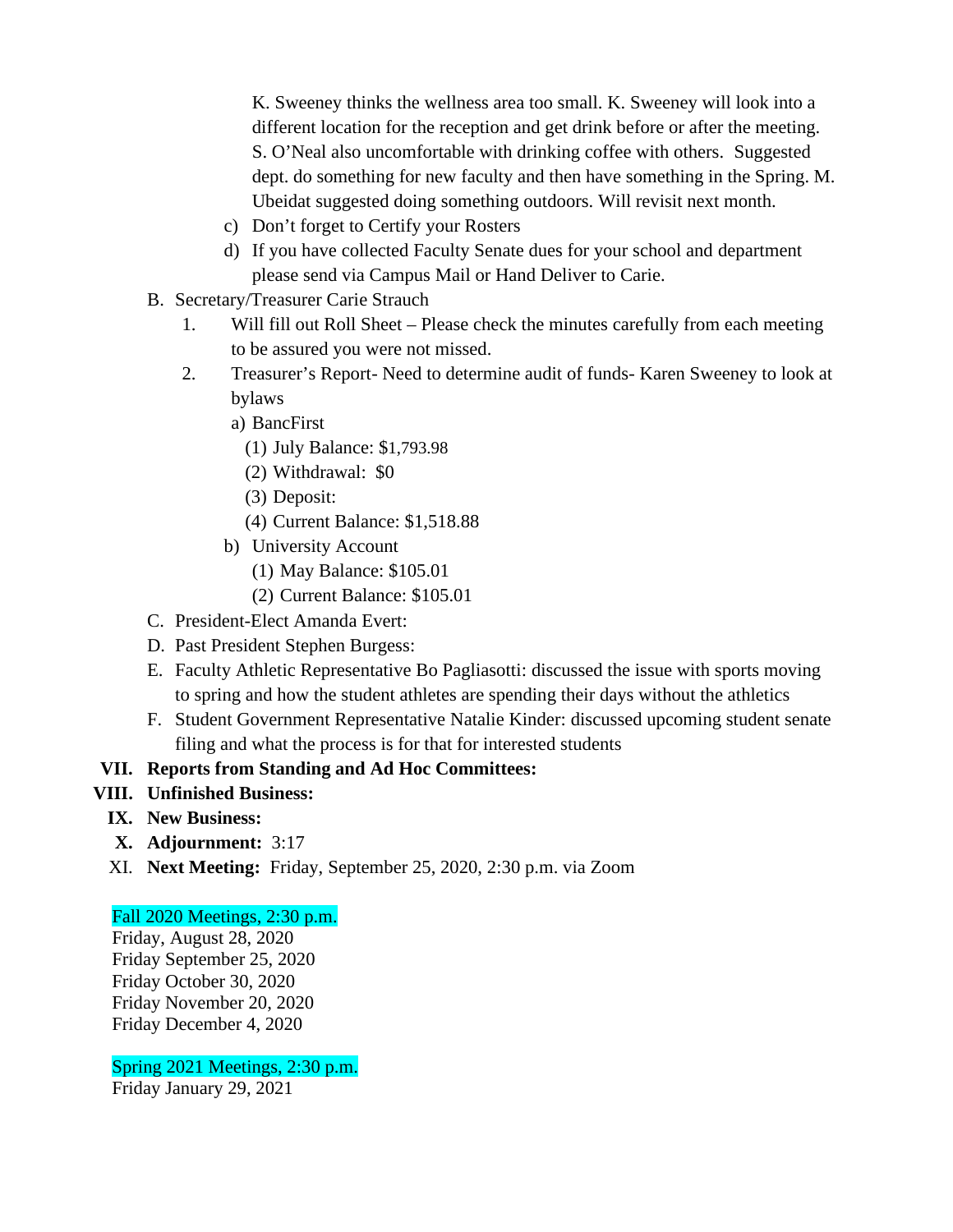K. Sweeney thinks the wellness area too small. K. Sweeney will look into a different location for the reception and get drink before or after the meeting. S. O'Neal also uncomfortable with drinking coffee with others. Suggested dept. do something for new faculty and then have something in the Spring. M. Ubeidat suggested doing something outdoors. Will revisit next month.

c) Don't forget to Certify your Rosters

d) If you have collected Faculty Senate dues for your school and department please send via Campus Mail or Hand Deliver to Carie.

B. Secretary/Treasurer Carie Strauch

1. Will fill out Roll Sheet – Please check the minutes carefully from each meeting to be assured you were not missed.

2. Treasurer's Report- Need to determine audit of funds- Karen Sweeney to look at bylaws

a) BancFirst

(1) July Balance: $1,793.98

(2) Withdrawal: $0

(3) Deposit:

(4) Current Balance: $1,518.88

b) University Account

(1) May Balance: $105.01

(2) Current Balance: $105.01

C. President-Elect Amanda Evert:

D. Past President Stephen Burgess:

E. Faculty Athletic Representative Bo Pagliasotti: discussed the issue with sports moving to spring and how the student athletes are spending their days without the athletics

F. Student Government Representative Natalie Kinder: discussed upcoming student senate filing and what the process is for that for interested students

**VII. Reports from Standing and Ad Hoc Committees:**

**VIII. Unfinished Business:**

**IX. New Business:**

**X. Adjournment:** 3:17

XI. **Next Meeting:** Friday, September 25, 2020, 2:30 p.m. via Zoom

Fall 2020 Meetings, 2:30 p.m.
Friday, August 28, 2020
Friday September 25, 2020
Friday October 30, 2020
Friday November 20, 2020
Friday December 4, 2020

Spring 2021 Meetings, 2:30 p.m.
Friday January 29, 2021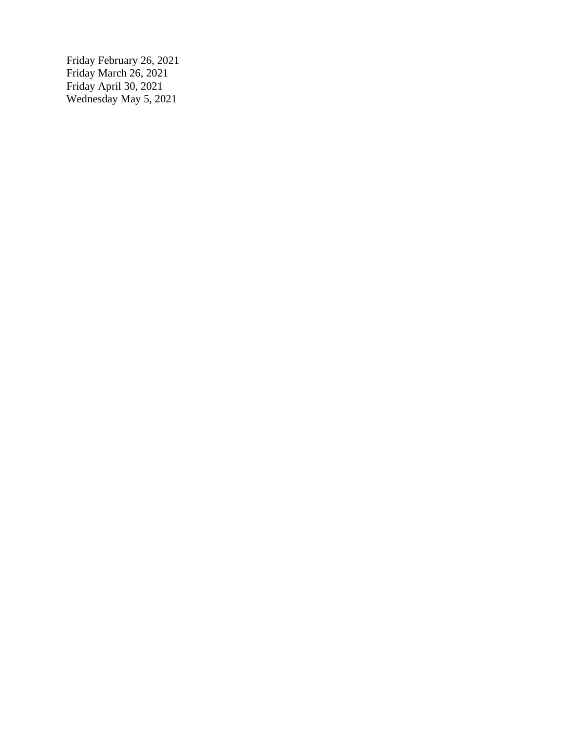Friday February 26, 2021
Friday March 26, 2021
Friday April 30, 2021
Wednesday May 5, 2021